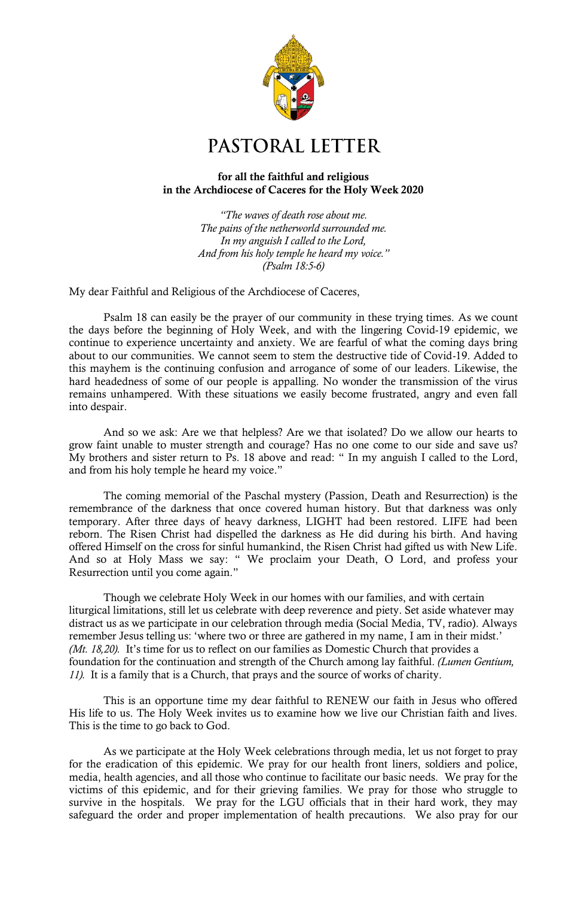# PASTORAL LETTER

**for all the faithful and religious**
**in the Archdiocese of Caceres for the Holy Week 2020**

*"The waves of death rose about me.*
*The pains of the netherworld surrounded me.*
*In my anguish I called to the Lord,*
*And from his holy temple he heard my voice."*
*(Psalm 18:5-6)*

My dear Faithful and Religious of the Archdiocese of Caceres,

Psalm 18 can easily be the prayer of our community in these trying times. As we count the days before the beginning of Holy Week, and with the lingering Covid-19 epidemic, we continue to experience uncertainty and anxiety. We are fearful of what the coming days bring about to our communities. We cannot seem to stem the destructive tide of Covid-19. Added to this mayhem is the continuing confusion and arrogance of some of our leaders. Likewise, the hard headedness of some of our people is appalling. No wonder the transmission of the virus remains unhampered. With these situations we easily become frustrated, angry and even fall into despair.

And so we ask: Are we that helpless? Are we that isolated? Do we allow our hearts to grow faint unable to muster strength and courage? Has no one come to our side and save us? My brothers and sister return to Ps. 18 above and read: " In my anguish I called to the Lord, and from his holy temple he heard my voice."

The coming memorial of the Paschal mystery (Passion, Death and Resurrection) is the remembrance of the darkness that once covered human history. But that darkness was only temporary. After three days of heavy darkness, LIGHT had been restored. LIFE had been reborn. The Risen Christ had dispelled the darkness as He did during his birth. And having offered Himself on the cross for sinful humankind, the Risen Christ had gifted us with New Life. And so at Holy Mass we say: " We proclaim your Death, O Lord, and profess your Resurrection until you come again."

Though we celebrate Holy Week in our homes with our families, and with certain liturgical limitations, still let us celebrate with deep reverence and piety. Set aside whatever may distract us as we participate in our celebration through media (Social Media, TV, radio). Always remember Jesus telling us: 'where two or three are gathered in my name, I am in their midst.' *(Mt. 18,20).* It's time for us to reflect on our families as Domestic Church that provides a foundation for the continuation and strength of the Church among lay faithful. *(Lumen Gentium, 11).* It is a family that is a Church, that prays and the source of works of charity.

This is an opportune time my dear faithful to RENEW our faith in Jesus who offered His life to us. The Holy Week invites us to examine how we live our Christian faith and lives. This is the time to go back to God.

As we participate at the Holy Week celebrations through media, let us not forget to pray for the eradication of this epidemic. We pray for our health front liners, soldiers and police, media, health agencies, and all those who continue to facilitate our basic needs. We pray for the victims of this epidemic, and for their grieving families. We pray for those who struggle to survive in the hospitals. We pray for the LGU officials that in their hard work, they may safeguard the order and proper implementation of health precautions. We also pray for our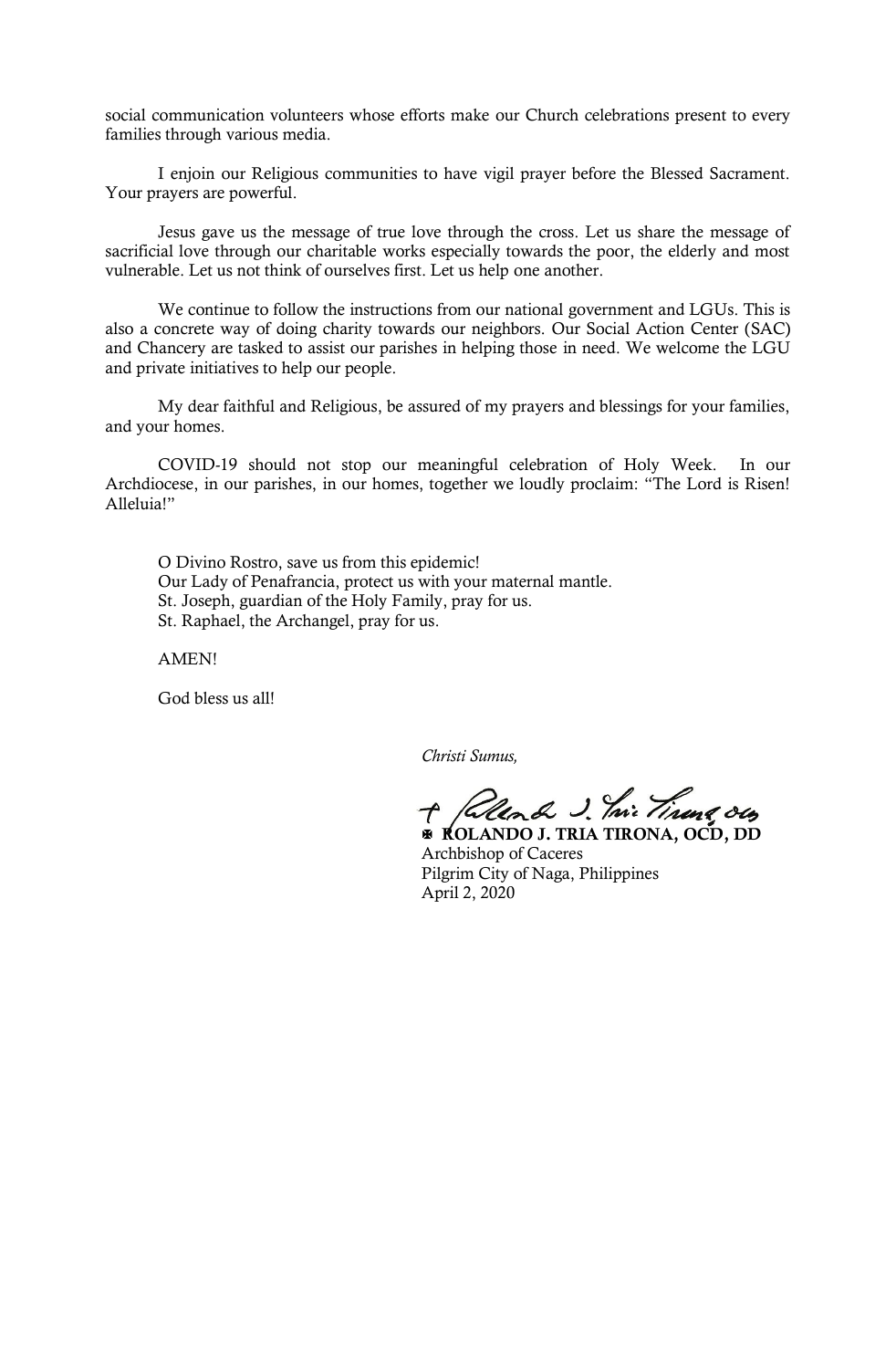social communication volunteers whose efforts make our Church celebrations present to every families through various media.

I enjoin our Religious communities to have vigil prayer before the Blessed Sacrament. Your prayers are powerful.

Jesus gave us the message of true love through the cross. Let us share the message of sacrificial love through our charitable works especially towards the poor, the elderly and most vulnerable. Let us not think of ourselves first. Let us help one another.

We continue to follow the instructions from our national government and LGUs. This is also a concrete way of doing charity towards our neighbors. Our Social Action Center (SAC) and Chancery are tasked to assist our parishes in helping those in need. We welcome the LGU and private initiatives to help our people.

My dear faithful and Religious, be assured of my prayers and blessings for your families, and your homes.

COVID-19 should not stop our meaningful celebration of Holy Week. In our Archdiocese, in our parishes, in our homes, together we loudly proclaim: "The Lord is Risen! Alleluia!"

O Divino Rostro, save us from this epidemic!
Our Lady of Penafrancia, protect us with your maternal mantle.
St. Joseph, guardian of the Holy Family, pray for us.
St. Raphael, the Archangel, pray for us.

AMEN!

God bless us all!

*Christi Sumus,*

✠ **ROLANDO J. TRIA TIRONA, OCD, DD**
Archbishop of Caceres
Pilgrim City of Naga, Philippines
April 2, 2020